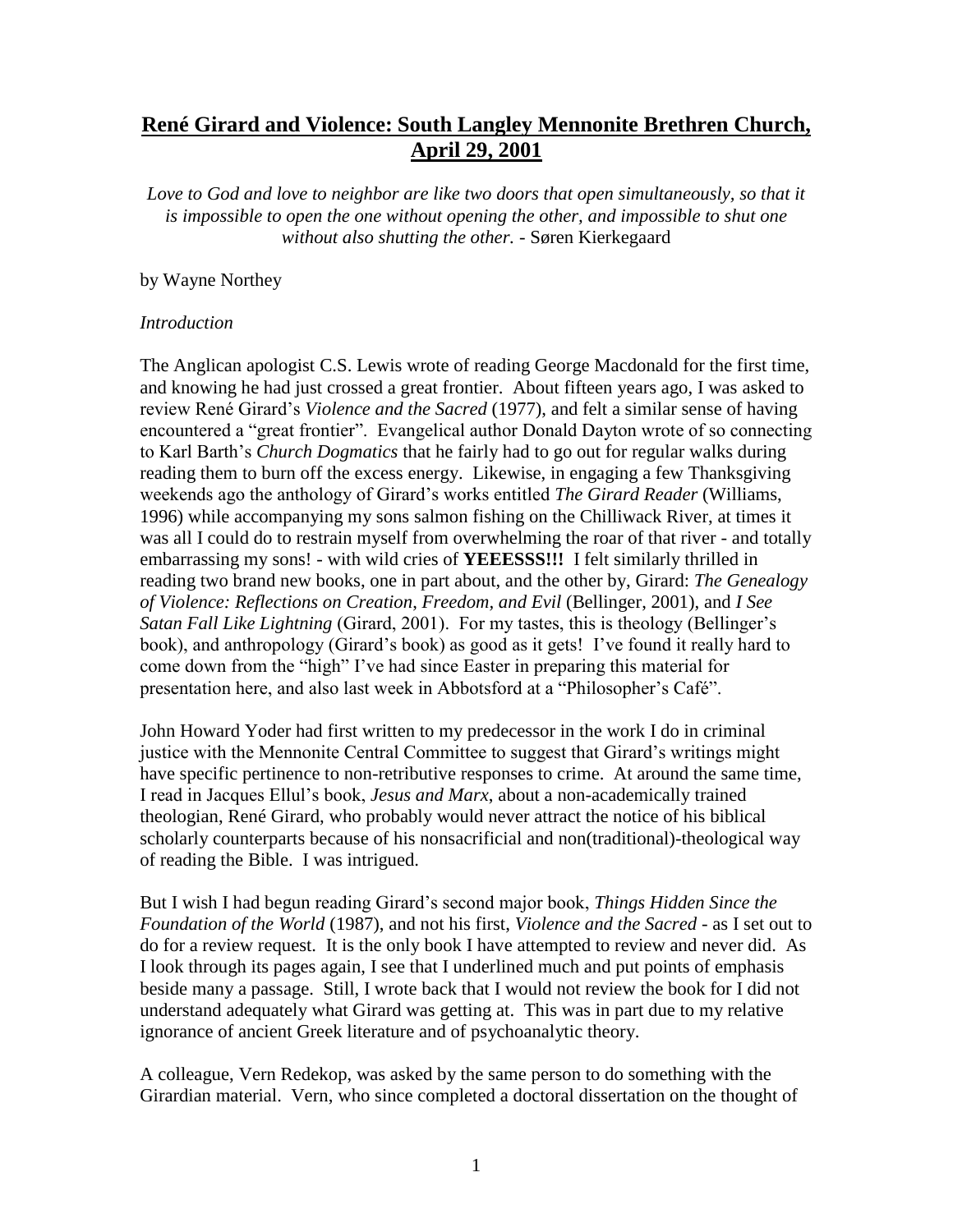# **René Girard and Violence: South Langley Mennonite Brethren Church, April 29, 2001**

*Love to God and love to neighbor are like two doors that open simultaneously, so that it is impossible to open the one without opening the other, and impossible to shut one without also shutting the other.* - Søren Kierkegaard

by Wayne Northey

*Introduction*

The Anglican apologist C.S. Lewis wrote of reading George Macdonald for the first time, and knowing he had just crossed a great frontier. About fifteen years ago, I was asked to review René Girard's *Violence and the Sacred* (1977), and felt a similar sense of having encountered a "great frontier". Evangelical author Donald Dayton wrote of so connecting to Karl Barth's *Church Dogmatics* that he fairly had to go out for regular walks during reading them to burn off the excess energy. Likewise, in engaging a few Thanksgiving weekends ago the anthology of Girard's works entitled *The Girard Reader* (Williams, 1996) while accompanying my sons salmon fishing on the Chilliwack River, at times it was all I could do to restrain myself from overwhelming the roar of that river - and totally embarrassing my sons! - with wild cries of **YEEESSS!!!** I felt similarly thrilled in reading two brand new books, one in part about, and the other by, Girard: *The Genealogy of Violence: Reflections on Creation, Freedom, and Evil* (Bellinger, 2001), and *I See Satan Fall Like Lightning* (Girard, 2001). For my tastes, this is theology (Bellinger's book), and anthropology (Girard's book) as good as it gets! I've found it really hard to come down from the "high" I've had since Easter in preparing this material for presentation here, and also last week in Abbotsford at a "Philosopher's Café".

John Howard Yoder had first written to my predecessor in the work I do in criminal justice with the Mennonite Central Committee to suggest that Girard's writings might have specific pertinence to non-retributive responses to crime. At around the same time, I read in Jacques Ellul's book, *Jesus and Marx*, about a non-academically trained theologian, René Girard, who probably would never attract the notice of his biblical scholarly counterparts because of his nonsacrificial and non(traditional)-theological way of reading the Bible. I was intrigued.

But I wish I had begun reading Girard's second major book, *Things Hidden Since the Foundation of the World* (1987), and not his first, *Violence and the Sacred* - as I set out to do for a review request. It is the only book I have attempted to review and never did. As I look through its pages again, I see that I underlined much and put points of emphasis beside many a passage. Still, I wrote back that I would not review the book for I did not understand adequately what Girard was getting at. This was in part due to my relative ignorance of ancient Greek literature and of psychoanalytic theory.

A colleague, Vern Redekop, was asked by the same person to do something with the Girardian material. Vern, who since completed a doctoral dissertation on the thought of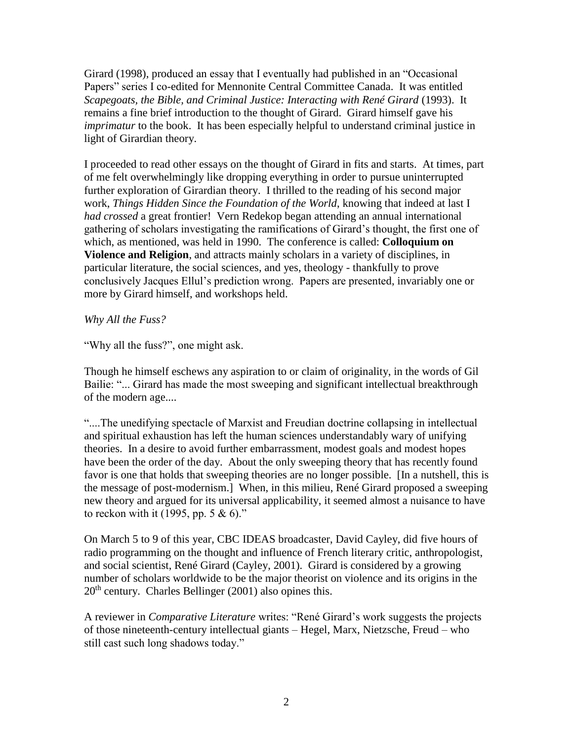Girard (1998), produced an essay that I eventually had published in an "Occasional Papers" series I co-edited for Mennonite Central Committee Canada. It was entitled *Scapegoats, the Bible, and Criminal Justice: Interacting with René Girard* (1993). It remains a fine brief introduction to the thought of Girard. Girard himself gave his *imprimatur* to the book. It has been especially helpful to understand criminal justice in light of Girardian theory.

I proceeded to read other essays on the thought of Girard in fits and starts. At times, part of me felt overwhelmingly like dropping everything in order to pursue uninterrupted further exploration of Girardian theory. I thrilled to the reading of his second major work, *Things Hidden Since the Foundation of the World*, knowing that indeed at last I *had crossed* a great frontier! Vern Redekop began attending an annual international gathering of scholars investigating the ramifications of Girard's thought, the first one of which, as mentioned, was held in 1990. The conference is called: **Colloquium on Violence and Religion**, and attracts mainly scholars in a variety of disciplines, in particular literature, the social sciences, and yes, theology - thankfully to prove conclusively Jacques Ellul's prediction wrong. Papers are presented, invariably one or more by Girard himself, and workshops held.

*Why All the Fuss?*

"Why all the fuss?", one might ask.

Though he himself eschews any aspiration to or claim of originality, in the words of Gil Bailie: "... Girard has made the most sweeping and significant intellectual breakthrough of the modern age....

"....The unedifying spectacle of Marxist and Freudian doctrine collapsing in intellectual and spiritual exhaustion has left the human sciences understandably wary of unifying theories. In a desire to avoid further embarrassment, modest goals and modest hopes have been the order of the day. About the only sweeping theory that has recently found favor is one that holds that sweeping theories are no longer possible. [In a nutshell, this is the message of post-modernism.] When, in this milieu, René Girard proposed a sweeping new theory and argued for its universal applicability, it seemed almost a nuisance to have to reckon with it (1995, pp. 5 & 6)."

On March 5 to 9 of this year, CBC IDEAS broadcaster, David Cayley, did five hours of radio programming on the thought and influence of French literary critic, anthropologist, and social scientist, René Girard (Cayley, 2001). Girard is considered by a growing number of scholars worldwide to be the major theorist on violence and its origins in the 20th century. Charles Bellinger (2001) also opines this.

A reviewer in *Comparative Literature* writes: "René Girard's work suggests the projects of those nineteenth-century intellectual giants – Hegel, Marx, Nietzsche, Freud – who still cast such long shadows today."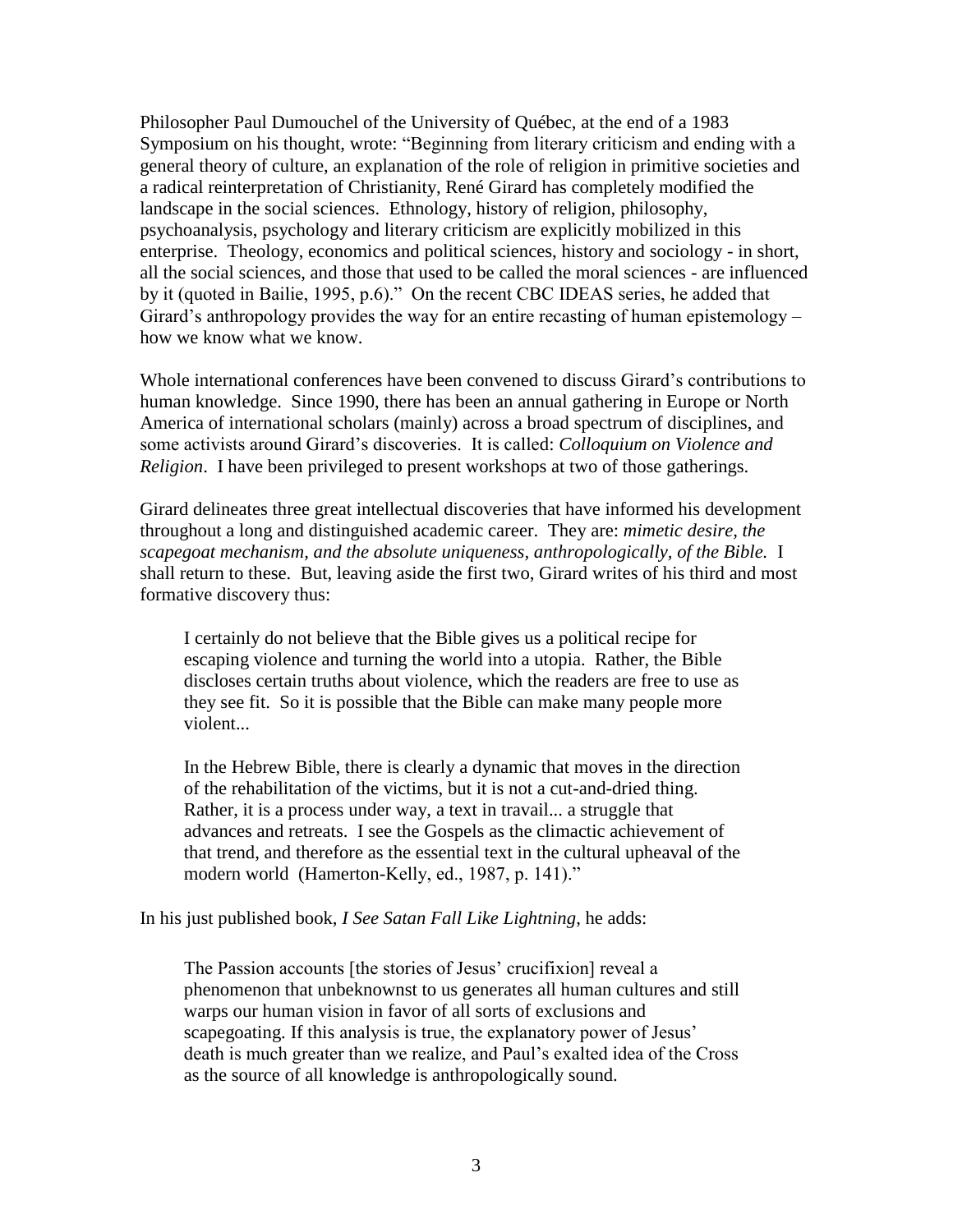Philosopher Paul Dumouchel of the University of Québec, at the end of a 1983 Symposium on his thought, wrote: "Beginning from literary criticism and ending with a general theory of culture, an explanation of the role of religion in primitive societies and a radical reinterpretation of Christianity, René Girard has completely modified the landscape in the social sciences. Ethnology, history of religion, philosophy, psychoanalysis, psychology and literary criticism are explicitly mobilized in this enterprise. Theology, economics and political sciences, history and sociology - in short, all the social sciences, and those that used to be called the moral sciences - are influenced by it (quoted in Bailie, 1995, p.6)." On the recent CBC IDEAS series, he added that Girard's anthropology provides the way for an entire recasting of human epistemology – how we know what we know.

Whole international conferences have been convened to discuss Girard's contributions to human knowledge. Since 1990, there has been an annual gathering in Europe or North America of international scholars (mainly) across a broad spectrum of disciplines, and some activists around Girard's discoveries. It is called: *Colloquium on Violence and Religion*. I have been privileged to present workshops at two of those gatherings.

Girard delineates three great intellectual discoveries that have informed his development throughout a long and distinguished academic career. They are: *mimetic desire, the scapegoat mechanism, and the absolute uniqueness, anthropologically, of the Bible.* I shall return to these. But, leaving aside the first two, Girard writes of his third and most formative discovery thus:

> I certainly do not believe that the Bible gives us a political recipe for escaping violence and turning the world into a utopia. Rather, the Bible discloses certain truths about violence, which the readers are free to use as they see fit. So it is possible that the Bible can make many people more violent...
>
> In the Hebrew Bible, there is clearly a dynamic that moves in the direction of the rehabilitation of the victims, but it is not a cut-and-dried thing. Rather, it is a process under way, a text in travail... a struggle that advances and retreats. I see the Gospels as the climactic achievement of that trend, and therefore as the essential text in the cultural upheaval of the modern world (Hamerton-Kelly, ed., 1987, p. 141)."

In his just published book, *I See Satan Fall Like Lightning*, he adds:

> The Passion accounts [the stories of Jesus' crucifixion] reveal a phenomenon that unbeknownst to us generates all human cultures and still warps our human vision in favor of all sorts of exclusions and scapegoating. If this analysis is true, the explanatory power of Jesus' death is much greater than we realize, and Paul's exalted idea of the Cross as the source of all knowledge is anthropologically sound.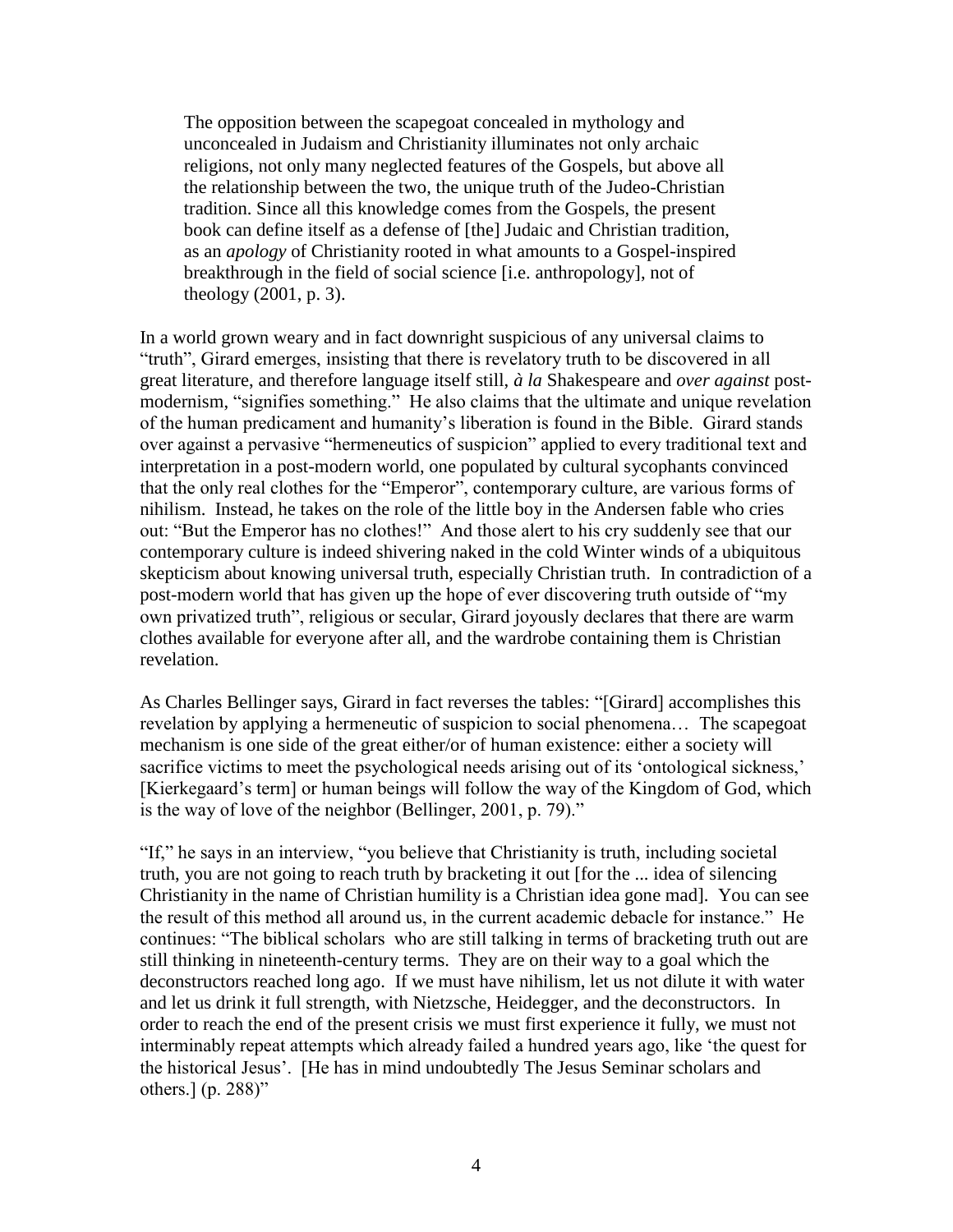> The opposition between the scapegoat concealed in mythology and unconcealed in Judaism and Christianity illuminates not only archaic religions, not only many neglected features of the Gospels, but above all the relationship between the two, the unique truth of the Judeo-Christian tradition. Since all this knowledge comes from the Gospels, the present book can define itself as a defense of [the] Judaic and Christian tradition, as an *apology* of Christianity rooted in what amounts to a Gospel-inspired breakthrough in the field of social science [i.e. anthropology], not of theology (2001, p. 3).

In a world grown weary and in fact downright suspicious of any universal claims to "truth", Girard emerges, insisting that there is revelatory truth to be discovered in all great literature, and therefore language itself still, *à la* Shakespeare and *over against* post-modernism, "signifies something." He also claims that the ultimate and unique revelation of the human predicament and humanity's liberation is found in the Bible. Girard stands over against a pervasive "hermeneutics of suspicion" applied to every traditional text and interpretation in a post-modern world, one populated by cultural sycophants convinced that the only real clothes for the "Emperor", contemporary culture, are various forms of nihilism. Instead, he takes on the role of the little boy in the Andersen fable who cries out: "But the Emperor has no clothes!" And those alert to his cry suddenly see that our contemporary culture is indeed shivering naked in the cold Winter winds of a ubiquitous skepticism about knowing universal truth, especially Christian truth. In contradiction of a post-modern world that has given up the hope of ever discovering truth outside of "my own privatized truth", religious or secular, Girard joyously declares that there are warm clothes available for everyone after all, and the wardrobe containing them is Christian revelation.

As Charles Bellinger says, Girard in fact reverses the tables: "[Girard] accomplishes this revelation by applying a hermeneutic of suspicion to social phenomena… The scapegoat mechanism is one side of the great either/or of human existence: either a society will sacrifice victims to meet the psychological needs arising out of its 'ontological sickness,' [Kierkegaard's term] or human beings will follow the way of the Kingdom of God, which is the way of love of the neighbor (Bellinger, 2001, p. 79)."

"If," he says in an interview, "you believe that Christianity is truth, including societal truth, you are not going to reach truth by bracketing it out [for the ... idea of silencing Christianity in the name of Christian humility is a Christian idea gone mad]. You can see the result of this method all around us, in the current academic debacle for instance." He continues: "The biblical scholars who are still talking in terms of bracketing truth out are still thinking in nineteenth-century terms. They are on their way to a goal which the deconstructors reached long ago. If we must have nihilism, let us not dilute it with water and let us drink it full strength, with Nietzsche, Heidegger, and the deconstructors. In order to reach the end of the present crisis we must first experience it fully, we must not interminably repeat attempts which already failed a hundred years ago, like 'the quest for the historical Jesus'. [He has in mind undoubtedly The Jesus Seminar scholars and others.] (p. 288)"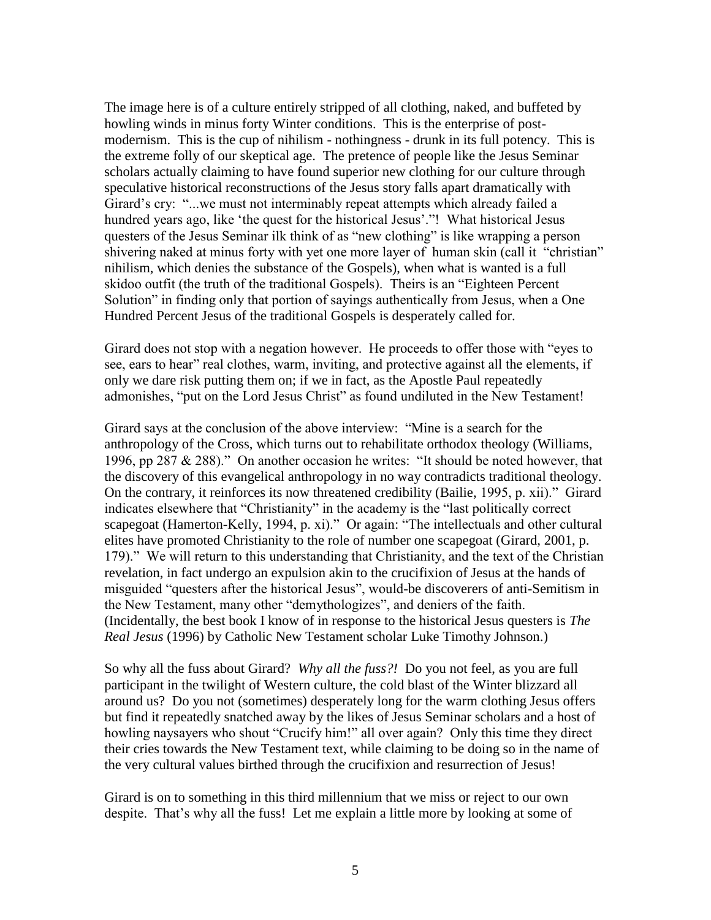The image here is of a culture entirely stripped of all clothing, naked, and buffeted by howling winds in minus forty Winter conditions. This is the enterprise of post-modernism. This is the cup of nihilism - nothingness - drunk in its full potency. This is the extreme folly of our skeptical age. The pretence of people like the Jesus Seminar scholars actually claiming to have found superior new clothing for our culture through speculative historical reconstructions of the Jesus story falls apart dramatically with Girard's cry: "...we must not interminably repeat attempts which already failed a hundred years ago, like 'the quest for the historical Jesus'."! What historical Jesus questers of the Jesus Seminar ilk think of as "new clothing" is like wrapping a person shivering naked at minus forty with yet one more layer of human skin (call it "christian" nihilism, which denies the substance of the Gospels), when what is wanted is a full skidoo outfit (the truth of the traditional Gospels). Theirs is an "Eighteen Percent Solution" in finding only that portion of sayings authentically from Jesus, when a One Hundred Percent Jesus of the traditional Gospels is desperately called for.

Girard does not stop with a negation however. He proceeds to offer those with "eyes to see, ears to hear" real clothes, warm, inviting, and protective against all the elements, if only we dare risk putting them on; if we in fact, as the Apostle Paul repeatedly admonishes, "put on the Lord Jesus Christ" as found undiluted in the New Testament!

Girard says at the conclusion of the above interview: "Mine is a search for the anthropology of the Cross, which turns out to rehabilitate orthodox theology (Williams, 1996, pp 287 & 288)." On another occasion he writes: "It should be noted however, that the discovery of this evangelical anthropology in no way contradicts traditional theology. On the contrary, it reinforces its now threatened credibility (Bailie, 1995, p. xii)." Girard indicates elsewhere that "Christianity" in the academy is the "last politically correct scapegoat (Hamerton-Kelly, 1994, p. xi)." Or again: "The intellectuals and other cultural elites have promoted Christianity to the role of number one scapegoat (Girard, 2001, p. 179)." We will return to this understanding that Christianity, and the text of the Christian revelation, in fact undergo an expulsion akin to the crucifixion of Jesus at the hands of misguided "questers after the historical Jesus", would-be discoverers of anti-Semitism in the New Testament, many other "demythologizes", and deniers of the faith. (Incidentally, the best book I know of in response to the historical Jesus questers is *The Real Jesus* (1996) by Catholic New Testament scholar Luke Timothy Johnson.)

So why all the fuss about Girard? *Why all the fuss?!* Do you not feel, as you are full participant in the twilight of Western culture, the cold blast of the Winter blizzard all around us? Do you not (sometimes) desperately long for the warm clothing Jesus offers but find it repeatedly snatched away by the likes of Jesus Seminar scholars and a host of howling naysayers who shout "Crucify him!" all over again? Only this time they direct their cries towards the New Testament text, while claiming to be doing so in the name of the very cultural values birthed through the crucifixion and resurrection of Jesus!

Girard is on to something in this third millennium that we miss or reject to our own despite. That's why all the fuss! Let me explain a little more by looking at some of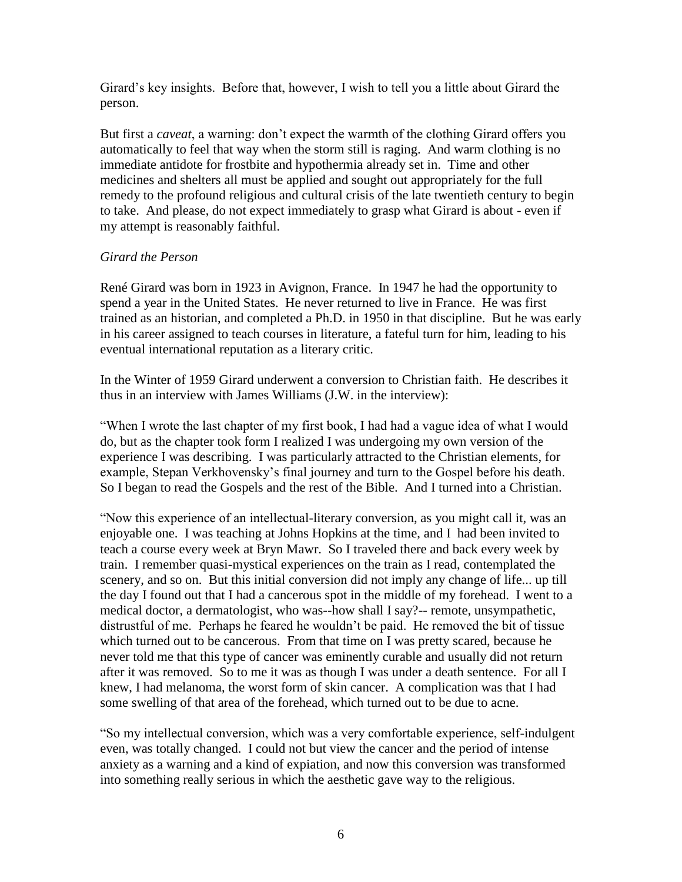Girard's key insights. Before that, however, I wish to tell you a little about Girard the person.

But first a *caveat*, a warning: don't expect the warmth of the clothing Girard offers you automatically to feel that way when the storm still is raging. And warm clothing is no immediate antidote for frostbite and hypothermia already set in. Time and other medicines and shelters all must be applied and sought out appropriately for the full remedy to the profound religious and cultural crisis of the late twentieth century to begin to take. And please, do not expect immediately to grasp what Girard is about - even if my attempt is reasonably faithful.

*Girard the Person*

René Girard was born in 1923 in Avignon, France. In 1947 he had the opportunity to spend a year in the United States. He never returned to live in France. He was first trained as an historian, and completed a Ph.D. in 1950 in that discipline. But he was early in his career assigned to teach courses in literature, a fateful turn for him, leading to his eventual international reputation as a literary critic.

In the Winter of 1959 Girard underwent a conversion to Christian faith. He describes it thus in an interview with James Williams (J.W. in the interview):

"When I wrote the last chapter of my first book, I had had a vague idea of what I would do, but as the chapter took form I realized I was undergoing my own version of the experience I was describing. I was particularly attracted to the Christian elements, for example, Stepan Verkhovensky's final journey and turn to the Gospel before his death. So I began to read the Gospels and the rest of the Bible. And I turned into a Christian.

"Now this experience of an intellectual-literary conversion, as you might call it, was an enjoyable one. I was teaching at Johns Hopkins at the time, and I had been invited to teach a course every week at Bryn Mawr. So I traveled there and back every week by train. I remember quasi-mystical experiences on the train as I read, contemplated the scenery, and so on. But this initial conversion did not imply any change of life... up till the day I found out that I had a cancerous spot in the middle of my forehead. I went to a medical doctor, a dermatologist, who was--how shall I say?-- remote, unsympathetic, distrustful of me. Perhaps he feared he wouldn't be paid. He removed the bit of tissue which turned out to be cancerous. From that time on I was pretty scared, because he never told me that this type of cancer was eminently curable and usually did not return after it was removed. So to me it was as though I was under a death sentence. For all I knew, I had melanoma, the worst form of skin cancer. A complication was that I had some swelling of that area of the forehead, which turned out to be due to acne.

"So my intellectual conversion, which was a very comfortable experience, self-indulgent even, was totally changed. I could not but view the cancer and the period of intense anxiety as a warning and a kind of expiation, and now this conversion was transformed into something really serious in which the aesthetic gave way to the religious.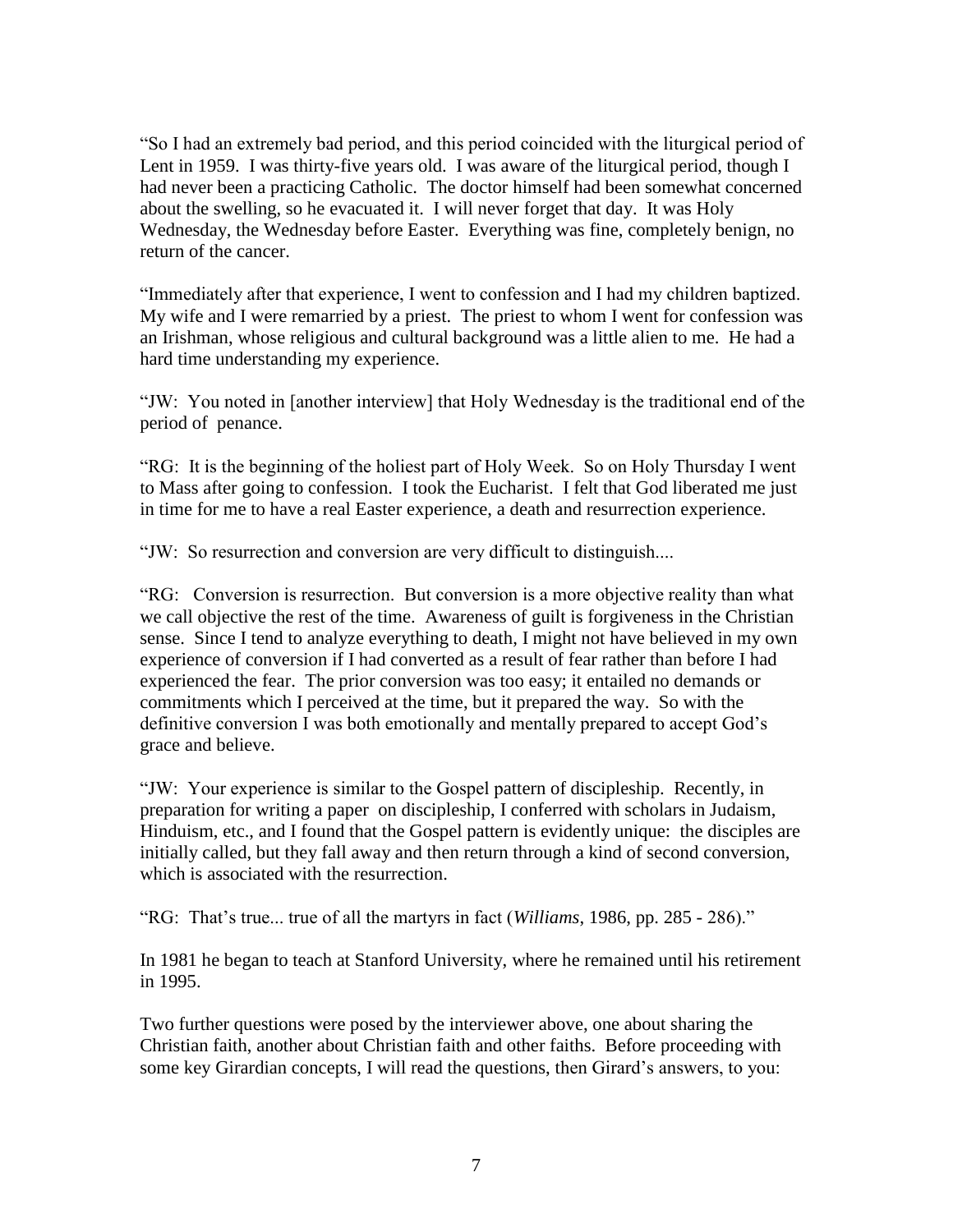“So I had an extremely bad period, and this period coincided with the liturgical period of Lent in 1959. I was thirty-five years old. I was aware of the liturgical period, though I had never been a practicing Catholic. The doctor himself had been somewhat concerned about the swelling, so he evacuated it. I will never forget that day. It was Holy Wednesday, the Wednesday before Easter. Everything was fine, completely benign, no return of the cancer.

“Immediately after that experience, I went to confession and I had my children baptized. My wife and I were remarried by a priest. The priest to whom I went for confession was an Irishman, whose religious and cultural background was a little alien to me. He had a hard time understanding my experience.

“JW: You noted in [another interview] that Holy Wednesday is the traditional end of the period of penance.

“RG: It is the beginning of the holiest part of Holy Week. So on Holy Thursday I went to Mass after going to confession. I took the Eucharist. I felt that God liberated me just in time for me to have a real Easter experience, a death and resurrection experience.

“JW: So resurrection and conversion are very difficult to distinguish....

“RG: Conversion is resurrection. But conversion is a more objective reality than what we call objective the rest of the time. Awareness of guilt is forgiveness in the Christian sense. Since I tend to analyze everything to death, I might not have believed in my own experience of conversion if I had converted as a result of fear rather than before I had experienced the fear. The prior conversion was too easy; it entailed no demands or commitments which I perceived at the time, but it prepared the way. So with the definitive conversion I was both emotionally and mentally prepared to accept God’s grace and believe.

“JW: Your experience is similar to the Gospel pattern of discipleship. Recently, in preparation for writing a paper on discipleship, I conferred with scholars in Judaism, Hinduism, etc., and I found that the Gospel pattern is evidently unique: the disciples are initially called, but they fall away and then return through a kind of second conversion, which is associated with the resurrection.

“RG: That’s true... true of all the martyrs in fact (*Williams*, 1986, pp. 285 - 286).”

In 1981 he began to teach at Stanford University, where he remained until his retirement in 1995.

Two further questions were posed by the interviewer above, one about sharing the Christian faith, another about Christian faith and other faiths. Before proceeding with some key Girardian concepts, I will read the questions, then Girard’s answers, to you: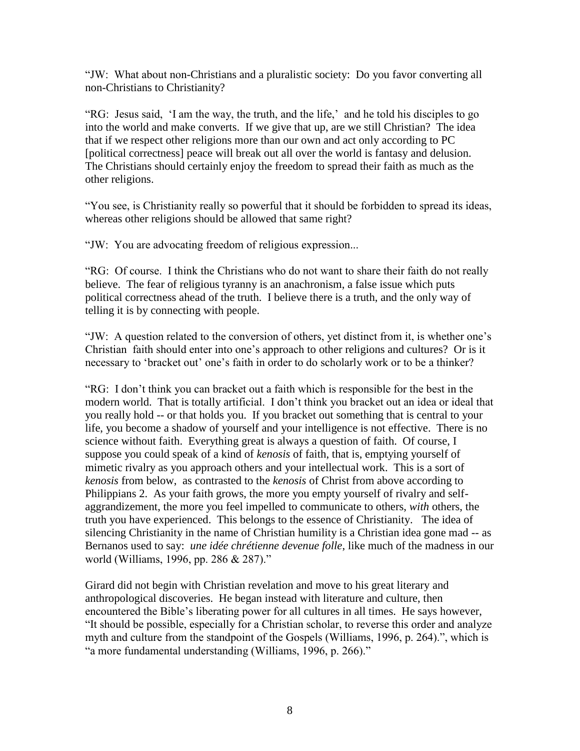"JW: What about non-Christians and a pluralistic society: Do you favor converting all non-Christians to Christianity?

"RG: Jesus said, 'I am the way, the truth, and the life,' and he told his disciples to go into the world and make converts. If we give that up, are we still Christian? The idea that if we respect other religions more than our own and act only according to PC [political correctness] peace will break out all over the world is fantasy and delusion. The Christians should certainly enjoy the freedom to spread their faith as much as the other religions.

"You see, is Christianity really so powerful that it should be forbidden to spread its ideas, whereas other religions should be allowed that same right?

"JW: You are advocating freedom of religious expression...

"RG: Of course. I think the Christians who do not want to share their faith do not really believe. The fear of religious tyranny is an anachronism, a false issue which puts political correctness ahead of the truth. I believe there is a truth, and the only way of telling it is by connecting with people.

"JW: A question related to the conversion of others, yet distinct from it, is whether one's Christian faith should enter into one's approach to other religions and cultures? Or is it necessary to 'bracket out' one's faith in order to do scholarly work or to be a thinker?

"RG: I don't think you can bracket out a faith which is responsible for the best in the modern world. That is totally artificial. I don't think you bracket out an idea or ideal that you really hold -- or that holds you. If you bracket out something that is central to your life, you become a shadow of yourself and your intelligence is not effective. There is no science without faith. Everything great is always a question of faith. Of course, I suppose you could speak of a kind of *kenosis* of faith, that is, emptying yourself of mimetic rivalry as you approach others and your intellectual work. This is a sort of *kenosis* from below, as contrasted to the *kenosis* of Christ from above according to Philippians 2. As your faith grows, the more you empty yourself of rivalry and self-aggrandizement, the more you feel impelled to communicate to others, *with* others, the truth you have experienced. This belongs to the essence of Christianity. The idea of silencing Christianity in the name of Christian humility is a Christian idea gone mad -- as Bernanos used to say: *une idée chrétienne devenue folle*, like much of the madness in our world (Williams, 1996, pp. 286 & 287)."

Girard did not begin with Christian revelation and move to his great literary and anthropological discoveries. He began instead with literature and culture, then encountered the Bible's liberating power for all cultures in all times. He says however, "It should be possible, especially for a Christian scholar, to reverse this order and analyze myth and culture from the standpoint of the Gospels (Williams, 1996, p. 264).", which is "a more fundamental understanding (Williams, 1996, p. 266)."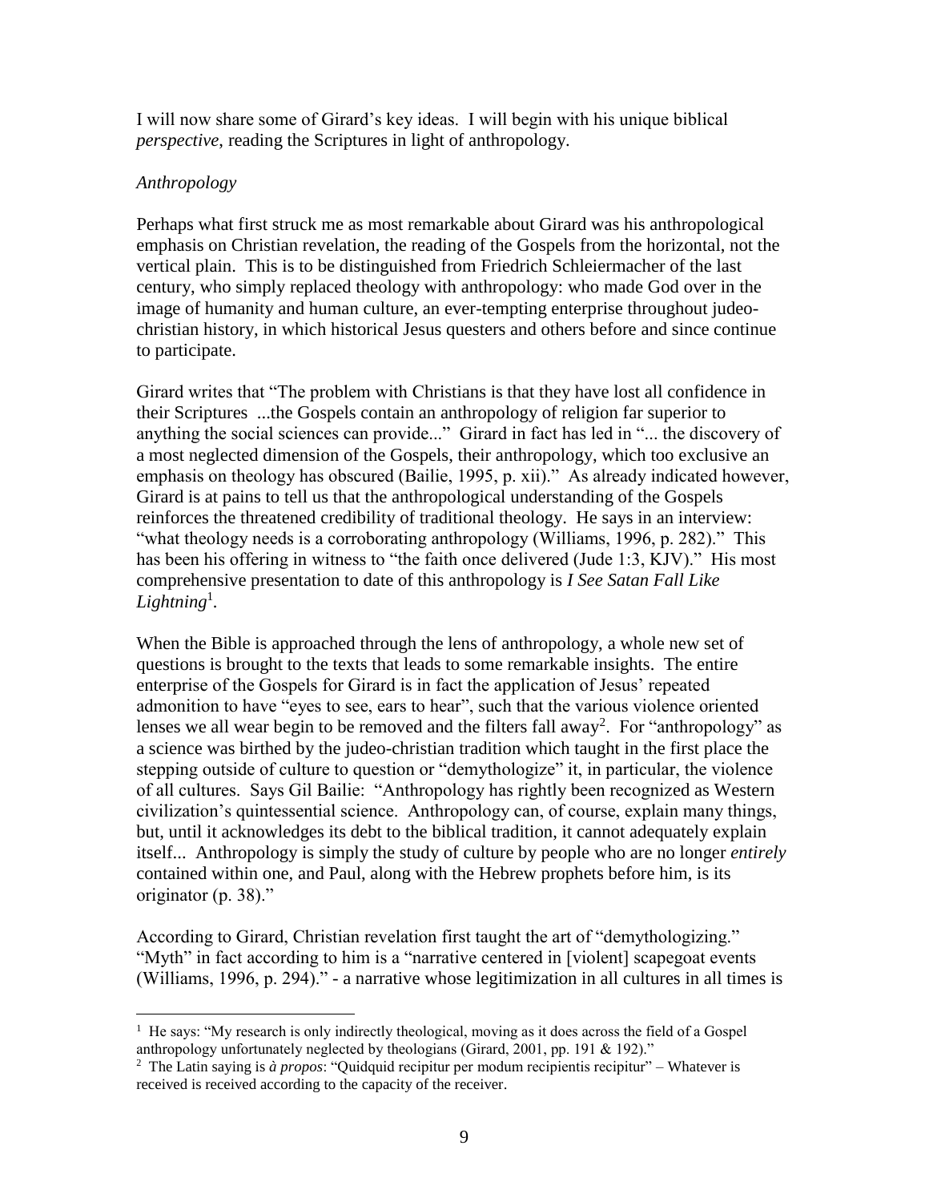I will now share some of Girard's key ideas. I will begin with his unique biblical *perspective*, reading the Scriptures in light of anthropology.

*Anthropology*

Perhaps what first struck me as most remarkable about Girard was his anthropological emphasis on Christian revelation, the reading of the Gospels from the horizontal, not the vertical plain. This is to be distinguished from Friedrich Schleiermacher of the last century, who simply replaced theology with anthropology: who made God over in the image of humanity and human culture, an ever-tempting enterprise throughout judeo-christian history, in which historical Jesus questers and others before and since continue to participate.

Girard writes that "The problem with Christians is that they have lost all confidence in their Scriptures ...the Gospels contain an anthropology of religion far superior to anything the social sciences can provide..." Girard in fact has led in "... the discovery of a most neglected dimension of the Gospels, their anthropology, which too exclusive an emphasis on theology has obscured (Bailie, 1995, p. xii)." As already indicated however, Girard is at pains to tell us that the anthropological understanding of the Gospels reinforces the threatened credibility of traditional theology. He says in an interview: "what theology needs is a corroborating anthropology (Williams, 1996, p. 282)." This has been his offering in witness to "the faith once delivered (Jude 1:3, KJV)." His most comprehensive presentation to date of this anthropology is *I See Satan Fall Like Lightning*[1].

When the Bible is approached through the lens of anthropology, a whole new set of questions is brought to the texts that leads to some remarkable insights. The entire enterprise of the Gospels for Girard is in fact the application of Jesus' repeated admonition to have "eyes to see, ears to hear", such that the various violence oriented lenses we all wear begin to be removed and the filters fall away[2]. For "anthropology" as a science was birthed by the judeo-christian tradition which taught in the first place the stepping outside of culture to question or "demythologize" it, in particular, the violence of all cultures. Says Gil Bailie: "Anthropology has rightly been recognized as Western civilization's quintessential science. Anthropology can, of course, explain many things, but, until it acknowledges its debt to the biblical tradition, it cannot adequately explain itself... Anthropology is simply the study of culture by people who are no longer *entirely* contained within one, and Paul, along with the Hebrew prophets before him, is its originator (p. 38)."

According to Girard, Christian revelation first taught the art of "demythologizing." "Myth" in fact according to him is a "narrative centered in [violent] scapegoat events (Williams, 1996, p. 294)." - a narrative whose legitimization in all cultures in all times is

---

[1] He says: "My research is only indirectly theological, moving as it does across the field of a Gospel anthropology unfortunately neglected by theologians (Girard, 2001, pp. 191 & 192)."

[2] The Latin saying is *à propos*: "Quidquid recipitur per modum recipientis recipitur" – Whatever is received is received according to the capacity of the receiver.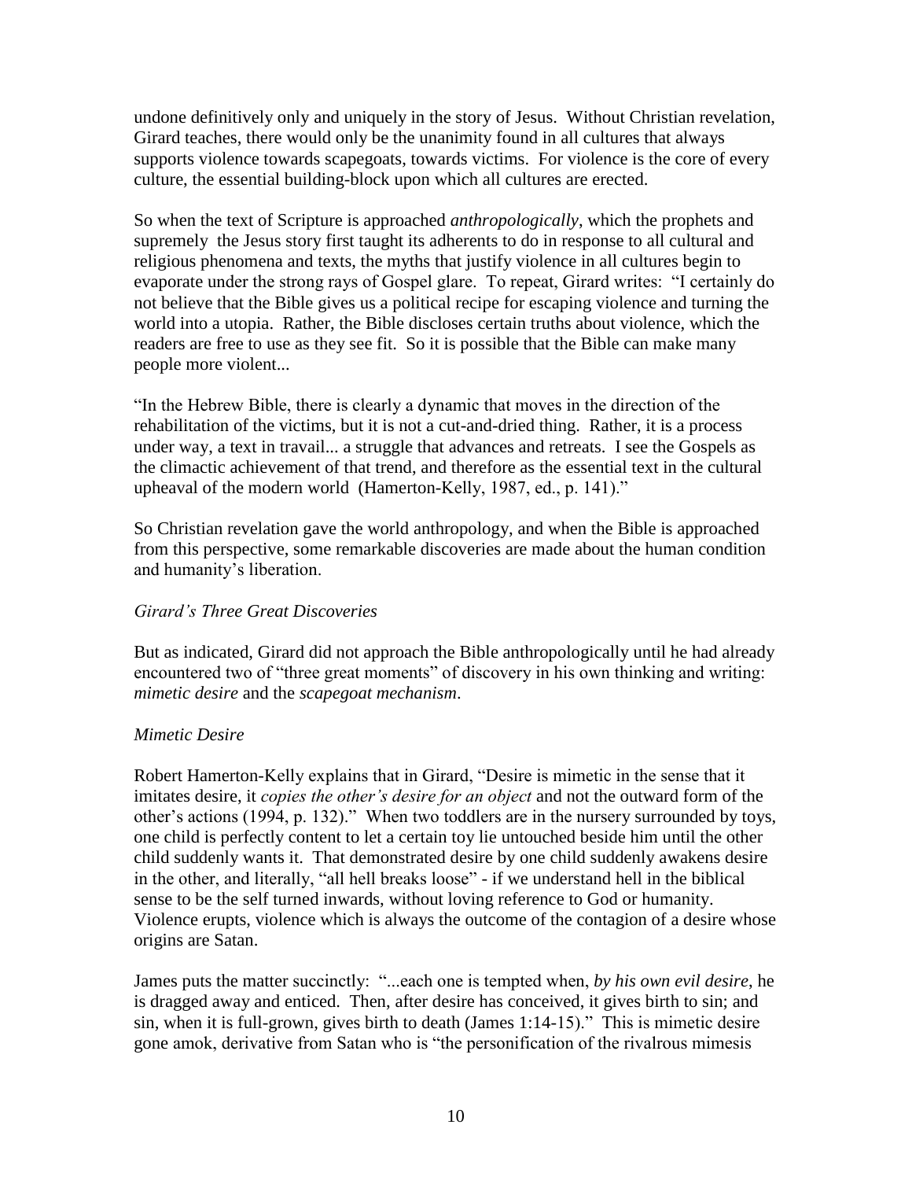undone definitively only and uniquely in the story of Jesus. Without Christian revelation, Girard teaches, there would only be the unanimity found in all cultures that always supports violence towards scapegoats, towards victims. For violence is the core of every culture, the essential building-block upon which all cultures are erected.

So when the text of Scripture is approached *anthropologically*, which the prophets and supremely the Jesus story first taught its adherents to do in response to all cultural and religious phenomena and texts, the myths that justify violence in all cultures begin to evaporate under the strong rays of Gospel glare. To repeat, Girard writes: "I certainly do not believe that the Bible gives us a political recipe for escaping violence and turning the world into a utopia. Rather, the Bible discloses certain truths about violence, which the readers are free to use as they see fit. So it is possible that the Bible can make many people more violent...

"In the Hebrew Bible, there is clearly a dynamic that moves in the direction of the rehabilitation of the victims, but it is not a cut-and-dried thing. Rather, it is a process under way, a text in travail... a struggle that advances and retreats. I see the Gospels as the climactic achievement of that trend, and therefore as the essential text in the cultural upheaval of the modern world (Hamerton-Kelly, 1987, ed., p. 141)."

So Christian revelation gave the world anthropology, and when the Bible is approached from this perspective, some remarkable discoveries are made about the human condition and humanity's liberation.

*Girard's Three Great Discoveries*

But as indicated, Girard did not approach the Bible anthropologically until he had already encountered two of "three great moments" of discovery in his own thinking and writing: *mimetic desire* and the *scapegoat mechanism*.

*Mimetic Desire*

Robert Hamerton-Kelly explains that in Girard, "Desire is mimetic in the sense that it imitates desire, it *copies the other's desire for an object* and not the outward form of the other's actions (1994, p. 132)." When two toddlers are in the nursery surrounded by toys, one child is perfectly content to let a certain toy lie untouched beside him until the other child suddenly wants it. That demonstrated desire by one child suddenly awakens desire in the other, and literally, "all hell breaks loose" - if we understand hell in the biblical sense to be the self turned inwards, without loving reference to God or humanity. Violence erupts, violence which is always the outcome of the contagion of a desire whose origins are Satan.

James puts the matter succinctly: "...each one is tempted when, *by his own evil desire*, he is dragged away and enticed. Then, after desire has conceived, it gives birth to sin; and sin, when it is full-grown, gives birth to death (James 1:14-15)." This is mimetic desire gone amok, derivative from Satan who is "the personification of the rivalrous mimesis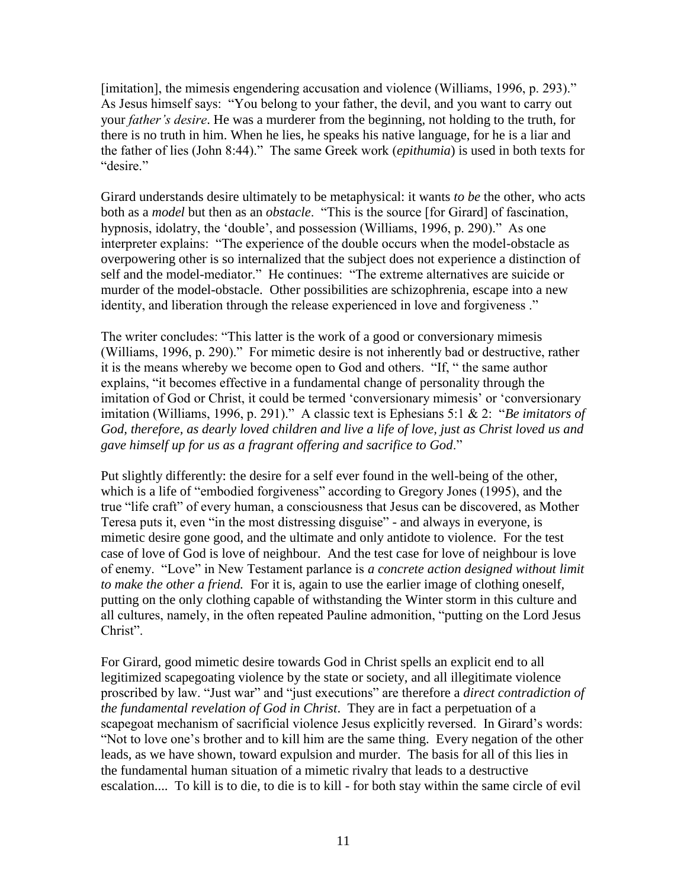[imitation], the mimesis engendering accusation and violence (Williams, 1996, p. 293)." As Jesus himself says: "You belong to your father, the devil, and you want to carry out your *father's desire*. He was a murderer from the beginning, not holding to the truth, for there is no truth in him. When he lies, he speaks his native language, for he is a liar and the father of lies (John 8:44)." The same Greek work (*epithumia*) is used in both texts for "desire."

Girard understands desire ultimately to be metaphysical: it wants *to be* the other, who acts both as a *model* but then as an *obstacle*. "This is the source [for Girard] of fascination, hypnosis, idolatry, the 'double', and possession (Williams, 1996, p. 290)." As one interpreter explains: "The experience of the double occurs when the model-obstacle as overpowering other is so internalized that the subject does not experience a distinction of self and the model-mediator." He continues: "The extreme alternatives are suicide or murder of the model-obstacle. Other possibilities are schizophrenia, escape into a new identity, and liberation through the release experienced in love and forgiveness ."

The writer concludes: "This latter is the work of a good or conversionary mimesis (Williams, 1996, p. 290)." For mimetic desire is not inherently bad or destructive, rather it is the means whereby we become open to God and others. "If, " the same author explains, "it becomes effective in a fundamental change of personality through the imitation of God or Christ, it could be termed 'conversionary mimesis' or 'conversionary imitation (Williams, 1996, p. 291)." A classic text is Ephesians 5:1 & 2: "*Be imitators of God, therefore, as dearly loved children and live a life of love, just as Christ loved us and gave himself up for us as a fragrant offering and sacrifice to God*."

Put slightly differently: the desire for a self ever found in the well-being of the other, which is a life of "embodied forgiveness" according to Gregory Jones (1995), and the true "life craft" of every human, a consciousness that Jesus can be discovered, as Mother Teresa puts it, even "in the most distressing disguise" - and always in everyone, is mimetic desire gone good, and the ultimate and only antidote to violence. For the test case of love of God is love of neighbour. And the test case for love of neighbour is love of enemy. "Love" in New Testament parlance is *a concrete action designed without limit to make the other a friend.* For it is, again to use the earlier image of clothing oneself, putting on the only clothing capable of withstanding the Winter storm in this culture and all cultures, namely, in the often repeated Pauline admonition, "putting on the Lord Jesus Christ".

For Girard, good mimetic desire towards God in Christ spells an explicit end to all legitimized scapegoating violence by the state or society, and all illegitimate violence proscribed by law. "Just war" and "just executions" are therefore a *direct contradiction of the fundamental revelation of God in Christ*. They are in fact a perpetuation of a scapegoat mechanism of sacrificial violence Jesus explicitly reversed. In Girard's words: "Not to love one's brother and to kill him are the same thing. Every negation of the other leads, as we have shown, toward expulsion and murder. The basis for all of this lies in the fundamental human situation of a mimetic rivalry that leads to a destructive escalation.... To kill is to die, to die is to kill - for both stay within the same circle of evil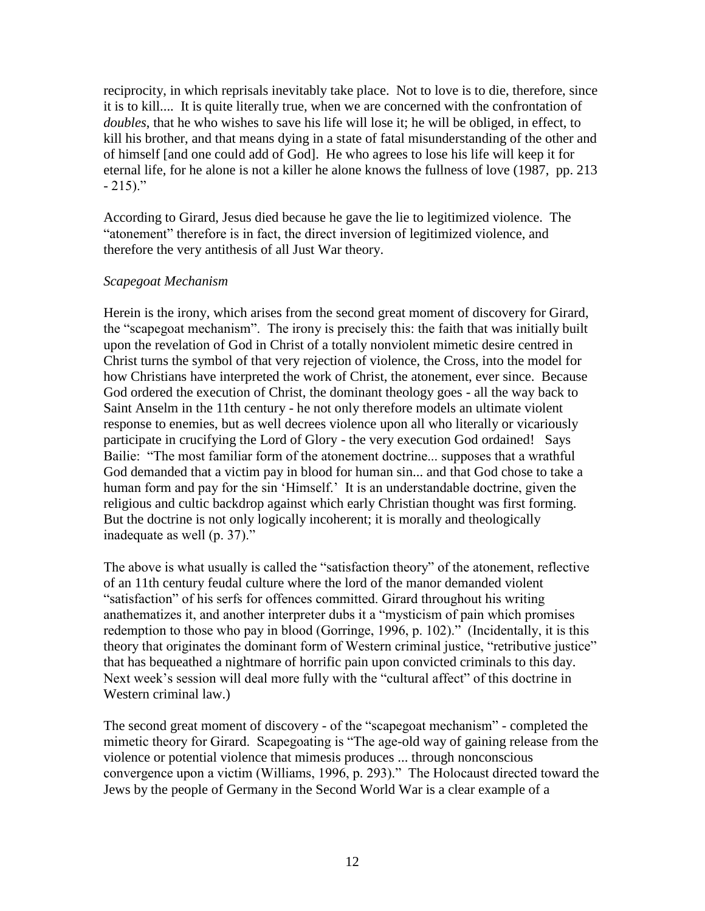reciprocity, in which reprisals inevitably take place. Not to love is to die, therefore, since it is to kill.... It is quite literally true, when we are concerned with the confrontation of *doubles*, that he who wishes to save his life will lose it; he will be obliged, in effect, to kill his brother, and that means dying in a state of fatal misunderstanding of the other and of himself [and one could add of God]. He who agrees to lose his life will keep it for eternal life, for he alone is not a killer he alone knows the fullness of love (1987, pp. 213 - 215)."

According to Girard, Jesus died because he gave the lie to legitimized violence. The "atonement" therefore is in fact, the direct inversion of legitimized violence, and therefore the very antithesis of all Just War theory.

*Scapegoat Mechanism*

Herein is the irony, which arises from the second great moment of discovery for Girard, the "scapegoat mechanism". The irony is precisely this: the faith that was initially built upon the revelation of God in Christ of a totally nonviolent mimetic desire centred in Christ turns the symbol of that very rejection of violence, the Cross, into the model for how Christians have interpreted the work of Christ, the atonement, ever since. Because God ordered the execution of Christ, the dominant theology goes - all the way back to Saint Anselm in the 11th century - he not only therefore models an ultimate violent response to enemies, but as well decrees violence upon all who literally or vicariously participate in crucifying the Lord of Glory - the very execution God ordained! Says Bailie: "The most familiar form of the atonement doctrine... supposes that a wrathful God demanded that a victim pay in blood for human sin... and that God chose to take a human form and pay for the sin 'Himself.' It is an understandable doctrine, given the religious and cultic backdrop against which early Christian thought was first forming. But the doctrine is not only logically incoherent; it is morally and theologically inadequate as well (p. 37)."

The above is what usually is called the "satisfaction theory" of the atonement, reflective of an 11th century feudal culture where the lord of the manor demanded violent "satisfaction" of his serfs for offences committed. Girard throughout his writing anathematizes it, and another interpreter dubs it a "mysticism of pain which promises redemption to those who pay in blood (Gorringe, 1996, p. 102)." (Incidentally, it is this theory that originates the dominant form of Western criminal justice, "retributive justice" that has bequeathed a nightmare of horrific pain upon convicted criminals to this day. Next week's session will deal more fully with the "cultural affect" of this doctrine in Western criminal law.)

The second great moment of discovery - of the "scapegoat mechanism" - completed the mimetic theory for Girard. Scapegoating is "The age-old way of gaining release from the violence or potential violence that mimesis produces ... through nonconscious convergence upon a victim (Williams, 1996, p. 293)." The Holocaust directed toward the Jews by the people of Germany in the Second World War is a clear example of a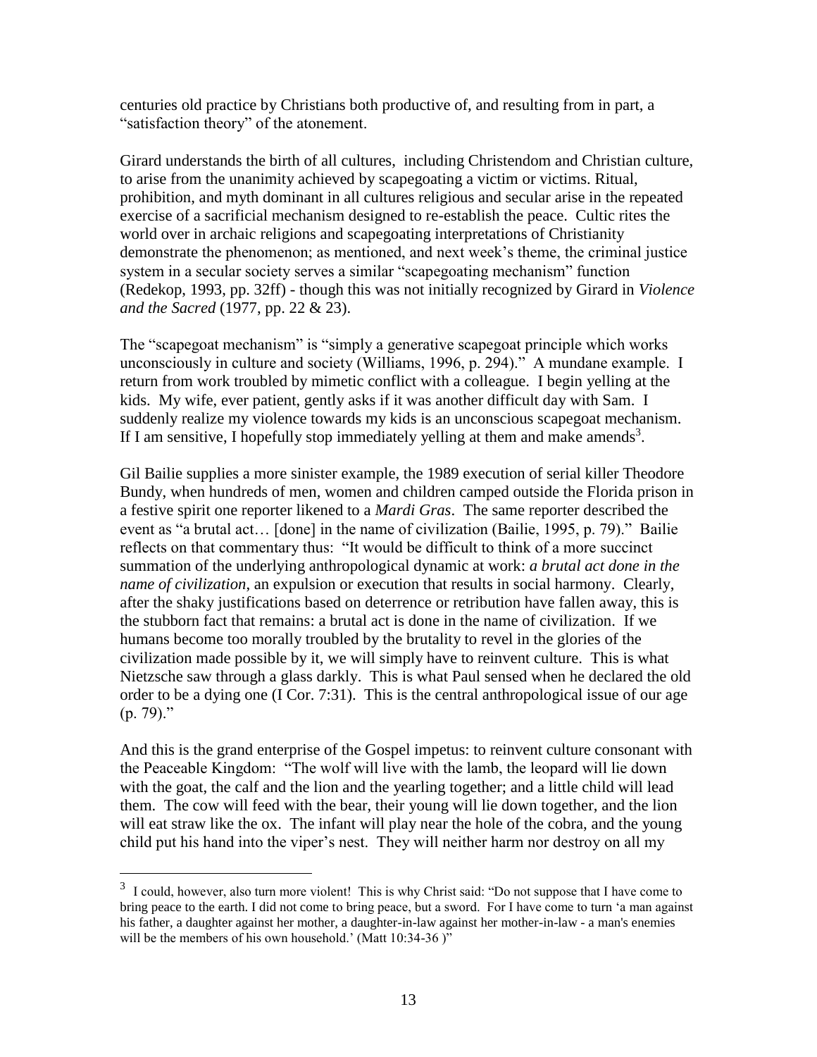centuries old practice by Christians both productive of, and resulting from in part, a "satisfaction theory" of the atonement.

Girard understands the birth of all cultures, including Christendom and Christian culture, to arise from the unanimity achieved by scapegoating a victim or victims. Ritual, prohibition, and myth dominant in all cultures religious and secular arise in the repeated exercise of a sacrificial mechanism designed to re-establish the peace. Cultic rites the world over in archaic religions and scapegoating interpretations of Christianity demonstrate the phenomenon; as mentioned, and next week's theme, the criminal justice system in a secular society serves a similar "scapegoating mechanism" function (Redekop, 1993, pp. 32ff) - though this was not initially recognized by Girard in *Violence and the Sacred* (1977, pp. 22 & 23).

The "scapegoat mechanism" is "simply a generative scapegoat principle which works unconsciously in culture and society (Williams, 1996, p. 294)." A mundane example. I return from work troubled by mimetic conflict with a colleague. I begin yelling at the kids. My wife, ever patient, gently asks if it was another difficult day with Sam. I suddenly realize my violence towards my kids is an unconscious scapegoat mechanism. If I am sensitive, I hopefully stop immediately yelling at them and make amends[3].

Gil Bailie supplies a more sinister example, the 1989 execution of serial killer Theodore Bundy, when hundreds of men, women and children camped outside the Florida prison in a festive spirit one reporter likened to a *Mardi Gras*. The same reporter described the event as "a brutal act… [done] in the name of civilization (Bailie, 1995, p. 79)." Bailie reflects on that commentary thus: "It would be difficult to think of a more succinct summation of the underlying anthropological dynamic at work: *a brutal act done in the name of civilization*, an expulsion or execution that results in social harmony. Clearly, after the shaky justifications based on deterrence or retribution have fallen away, this is the stubborn fact that remains: a brutal act is done in the name of civilization. If we humans become too morally troubled by the brutality to revel in the glories of the civilization made possible by it, we will simply have to reinvent culture. This is what Nietzsche saw through a glass darkly. This is what Paul sensed when he declared the old order to be a dying one (I Cor. 7:31). This is the central anthropological issue of our age (p. 79)."

And this is the grand enterprise of the Gospel impetus: to reinvent culture consonant with the Peaceable Kingdom: "The wolf will live with the lamb, the leopard will lie down with the goat, the calf and the lion and the yearling together; and a little child will lead them. The cow will feed with the bear, their young will lie down together, and the lion will eat straw like the ox. The infant will play near the hole of the cobra, and the young child put his hand into the viper's nest. They will neither harm nor destroy on all my

---

[3] I could, however, also turn more violent! This is why Christ said: "Do not suppose that I have come to bring peace to the earth. I did not come to bring peace, but a sword. For I have come to turn 'a man against his father, a daughter against her mother, a daughter-in-law against her mother-in-law - a man's enemies will be the members of his own household.' (Matt 10:34-36 )"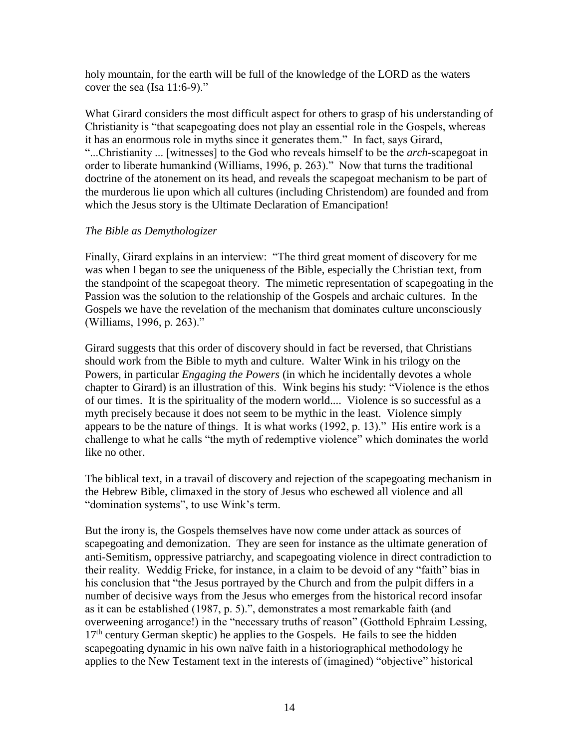holy mountain, for the earth will be full of the knowledge of the LORD as the waters cover the sea (Isa 11:6-9)."

What Girard considers the most difficult aspect for others to grasp of his understanding of Christianity is "that scapegoating does not play an essential role in the Gospels, whereas it has an enormous role in myths since it generates them." In fact, says Girard, "...Christianity ... [witnesses] to the God who reveals himself to be the *arch*-scapegoat in order to liberate humankind (Williams, 1996, p. 263)." Now that turns the traditional doctrine of the atonement on its head, and reveals the scapegoat mechanism to be part of the murderous lie upon which all cultures (including Christendom) are founded and from which the Jesus story is the Ultimate Declaration of Emancipation!

*The Bible as Demythologizer*

Finally, Girard explains in an interview: "The third great moment of discovery for me was when I began to see the uniqueness of the Bible, especially the Christian text, from the standpoint of the scapegoat theory. The mimetic representation of scapegoating in the Passion was the solution to the relationship of the Gospels and archaic cultures. In the Gospels we have the revelation of the mechanism that dominates culture unconsciously (Williams, 1996, p. 263)."

Girard suggests that this order of discovery should in fact be reversed, that Christians should work from the Bible to myth and culture. Walter Wink in his trilogy on the Powers, in particular *Engaging the Powers* (in which he incidentally devotes a whole chapter to Girard) is an illustration of this. Wink begins his study: "Violence is the ethos of our times. It is the spirituality of the modern world.... Violence is so successful as a myth precisely because it does not seem to be mythic in the least. Violence simply appears to be the nature of things. It is what works (1992, p. 13)." His entire work is a challenge to what he calls "the myth of redemptive violence" which dominates the world like no other.

The biblical text, in a travail of discovery and rejection of the scapegoating mechanism in the Hebrew Bible, climaxed in the story of Jesus who eschewed all violence and all "domination systems", to use Wink's term.

But the irony is, the Gospels themselves have now come under attack as sources of scapegoating and demonization. They are seen for instance as the ultimate generation of anti-Semitism, oppressive patriarchy, and scapegoating violence in direct contradiction to their reality. Weddig Fricke, for instance, in a claim to be devoid of any "faith" bias in his conclusion that "the Jesus portrayed by the Church and from the pulpit differs in a number of decisive ways from the Jesus who emerges from the historical record insofar as it can be established (1987, p. 5).", demonstrates a most remarkable faith (and overweening arrogance!) in the "necessary truths of reason" (Gotthold Ephraim Lessing, 17th century German skeptic) he applies to the Gospels. He fails to see the hidden scapegoating dynamic in his own naïve faith in a historiographical methodology he applies to the New Testament text in the interests of (imagined) "objective" historical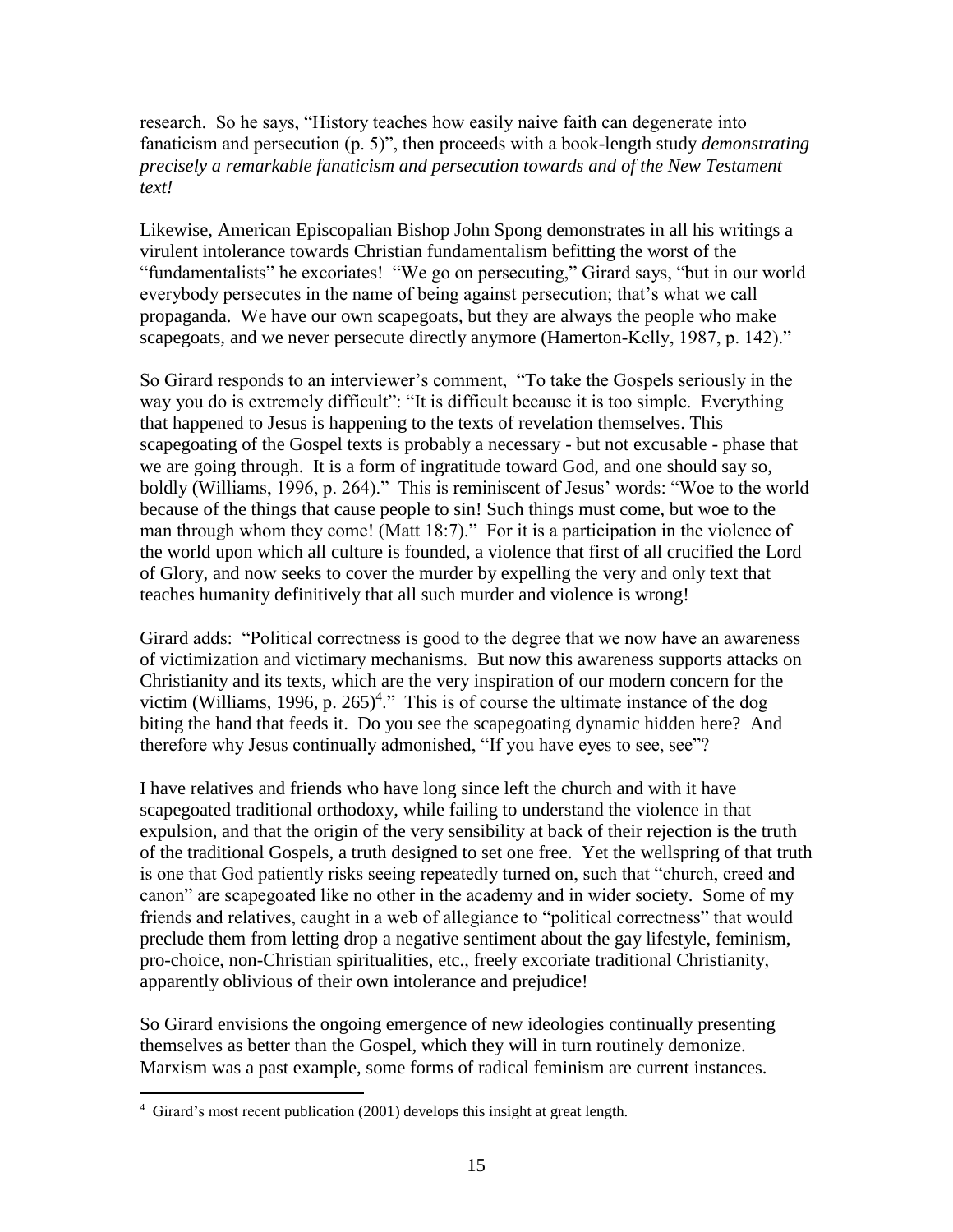research. So he says, "History teaches how easily naive faith can degenerate into fanaticism and persecution (p. 5)", then proceeds with a book-length study *demonstrating precisely a remarkable fanaticism and persecution towards and of the New Testament text!*

Likewise, American Episcopalian Bishop John Spong demonstrates in all his writings a virulent intolerance towards Christian fundamentalism befitting the worst of the "fundamentalists" he excoriates! "We go on persecuting," Girard says, "but in our world everybody persecutes in the name of being against persecution; that's what we call propaganda. We have our own scapegoats, but they are always the people who make scapegoats, and we never persecute directly anymore (Hamerton-Kelly, 1987, p. 142)."

So Girard responds to an interviewer's comment, "To take the Gospels seriously in the way you do is extremely difficult": "It is difficult because it is too simple. Everything that happened to Jesus is happening to the texts of revelation themselves. This scapegoating of the Gospel texts is probably a necessary - but not excusable - phase that we are going through. It is a form of ingratitude toward God, and one should say so, boldly (Williams, 1996, p. 264)." This is reminiscent of Jesus' words: "Woe to the world because of the things that cause people to sin! Such things must come, but woe to the man through whom they come! (Matt 18:7)." For it is a participation in the violence of the world upon which all culture is founded, a violence that first of all crucified the Lord of Glory, and now seeks to cover the murder by expelling the very and only text that teaches humanity definitively that all such murder and violence is wrong!

Girard adds: "Political correctness is good to the degree that we now have an awareness of victimization and victimary mechanisms. But now this awareness supports attacks on Christianity and its texts, which are the very inspiration of our modern concern for the victim (Williams, 1996, p. 265)[4]." This is of course the ultimate instance of the dog biting the hand that feeds it. Do you see the scapegoating dynamic hidden here? And therefore why Jesus continually admonished, "If you have eyes to see, see"?

I have relatives and friends who have long since left the church and with it have scapegoated traditional orthodoxy, while failing to understand the violence in that expulsion, and that the origin of the very sensibility at back of their rejection is the truth of the traditional Gospels, a truth designed to set one free. Yet the wellspring of that truth is one that God patiently risks seeing repeatedly turned on, such that "church, creed and canon" are scapegoated like no other in the academy and in wider society. Some of my friends and relatives, caught in a web of allegiance to "political correctness" that would preclude them from letting drop a negative sentiment about the gay lifestyle, feminism, pro-choice, non-Christian spiritualities, etc., freely excoriate traditional Christianity, apparently oblivious of their own intolerance and prejudice!

So Girard envisions the ongoing emergence of new ideologies continually presenting themselves as better than the Gospel, which they will in turn routinely demonize. Marxism was a past example, some forms of radical feminism are current instances.

---

[4] Girard's most recent publication (2001) develops this insight at great length.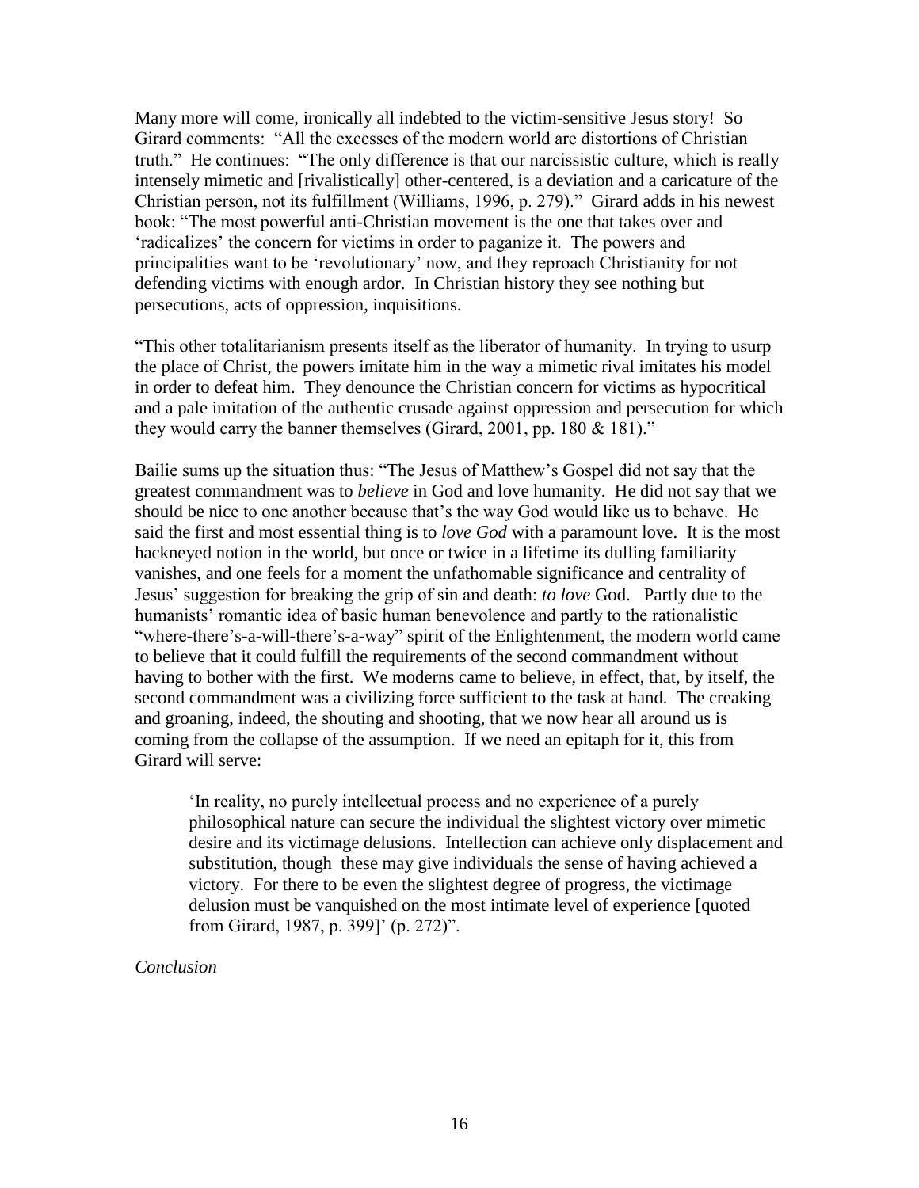Many more will come, ironically all indebted to the victim-sensitive Jesus story! So Girard comments: "All the excesses of the modern world are distortions of Christian truth." He continues: "The only difference is that our narcissistic culture, which is really intensely mimetic and [rivalistically] other-centered, is a deviation and a caricature of the Christian person, not its fulfillment (Williams, 1996, p. 279)." Girard adds in his newest book: "The most powerful anti-Christian movement is the one that takes over and 'radicalizes' the concern for victims in order to paganize it. The powers and principalities want to be 'revolutionary' now, and they reproach Christianity for not defending victims with enough ardor. In Christian history they see nothing but persecutions, acts of oppression, inquisitions.

"This other totalitarianism presents itself as the liberator of humanity. In trying to usurp the place of Christ, the powers imitate him in the way a mimetic rival imitates his model in order to defeat him. They denounce the Christian concern for victims as hypocritical and a pale imitation of the authentic crusade against oppression and persecution for which they would carry the banner themselves (Girard, 2001, pp. 180 & 181)."

Bailie sums up the situation thus: "The Jesus of Matthew's Gospel did not say that the greatest commandment was to *believe* in God and love humanity. He did not say that we should be nice to one another because that's the way God would like us to behave. He said the first and most essential thing is to *love God* with a paramount love. It is the most hackneyed notion in the world, but once or twice in a lifetime its dulling familiarity vanishes, and one feels for a moment the unfathomable significance and centrality of Jesus' suggestion for breaking the grip of sin and death: *to love* God. Partly due to the humanists' romantic idea of basic human benevolence and partly to the rationalistic "where-there's-a-will-there's-a-way" spirit of the Enlightenment, the modern world came to believe that it could fulfill the requirements of the second commandment without having to bother with the first. We moderns came to believe, in effect, that, by itself, the second commandment was a civilizing force sufficient to the task at hand. The creaking and groaning, indeed, the shouting and shooting, that we now hear all around us is coming from the collapse of the assumption. If we need an epitaph for it, this from Girard will serve:

> 'In reality, no purely intellectual process and no experience of a purely philosophical nature can secure the individual the slightest victory over mimetic desire and its victimage delusions. Intellection can achieve only displacement and substitution, though these may give individuals the sense of having achieved a victory. For there to be even the slightest degree of progress, the victimage delusion must be vanquished on the most intimate level of experience [quoted from Girard, 1987, p. 399]' (p. 272)".

*Conclusion*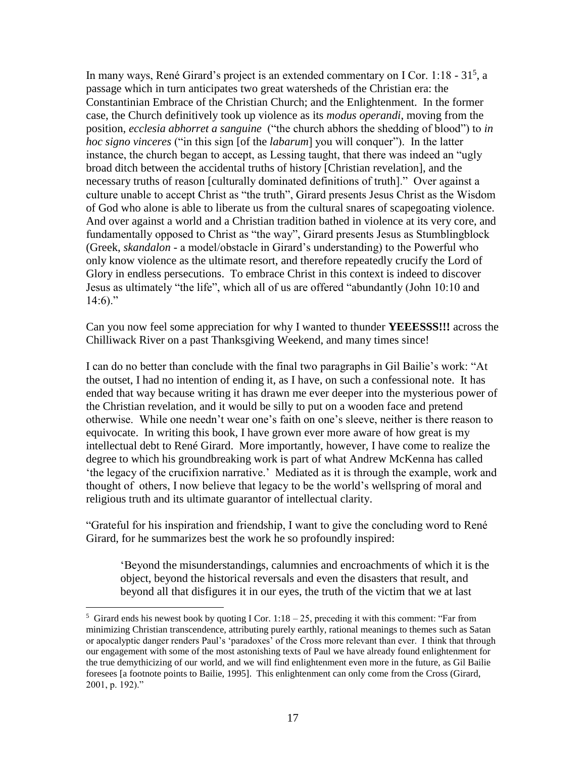In many ways, René Girard's project is an extended commentary on I Cor. 1:18 - 31[5], a passage which in turn anticipates two great watersheds of the Christian era: the Constantinian Embrace of the Christian Church; and the Enlightenment. In the former case, the Church definitively took up violence as its *modus operandi*, moving from the position, *ecclesia abhorret a sanguine* ("the church abhors the shedding of blood") to *in hoc signo vinceres* ("in this sign [of the *labarum*] you will conquer"). In the latter instance, the church began to accept, as Lessing taught, that there was indeed an "ugly broad ditch between the accidental truths of history [Christian revelation], and the necessary truths of reason [culturally dominated definitions of truth]." Over against a culture unable to accept Christ as "the truth", Girard presents Jesus Christ as the Wisdom of God who alone is able to liberate us from the cultural snares of scapegoating violence. And over against a world and a Christian tradition bathed in violence at its very core, and fundamentally opposed to Christ as "the way", Girard presents Jesus as Stumblingblock (Greek, *skandalon* - a model/obstacle in Girard's understanding) to the Powerful who only know violence as the ultimate resort, and therefore repeatedly crucify the Lord of Glory in endless persecutions. To embrace Christ in this context is indeed to discover Jesus as ultimately "the life", which all of us are offered "abundantly (John 10:10 and 14:6)."

Can you now feel some appreciation for why I wanted to thunder **YEEESSS!!!** across the Chilliwack River on a past Thanksgiving Weekend, and many times since!

I can do no better than conclude with the final two paragraphs in Gil Bailie's work: "At the outset, I had no intention of ending it, as I have, on such a confessional note. It has ended that way because writing it has drawn me ever deeper into the mysterious power of the Christian revelation, and it would be silly to put on a wooden face and pretend otherwise. While one needn't wear one's faith on one's sleeve, neither is there reason to equivocate. In writing this book, I have grown ever more aware of how great is my intellectual debt to René Girard. More importantly, however, I have come to realize the degree to which his groundbreaking work is part of what Andrew McKenna has called 'the legacy of the crucifixion narrative.' Mediated as it is through the example, work and thought of others, I now believe that legacy to be the world's wellspring of moral and religious truth and its ultimate guarantor of intellectual clarity.

"Grateful for his inspiration and friendship, I want to give the concluding word to René Girard, for he summarizes best the work he so profoundly inspired:

> 'Beyond the misunderstandings, calumnies and encroachments of which it is the object, beyond the historical reversals and even the disasters that result, and beyond all that disfigures it in our eyes, the truth of the victim that we at last

---

[5] Girard ends his newest book by quoting I Cor. 1:18 – 25, preceding it with this comment: "Far from minimizing Christian transcendence, attributing purely earthly, rational meanings to themes such as Satan or apocalyptic danger renders Paul's 'paradoxes' of the Cross more relevant than ever. I think that through our engagement with some of the most astonishing texts of Paul we have already found enlightenment for the true demythicizing of our world, and we will find enlightenment even more in the future, as Gil Bailie foresees [a footnote points to Bailie, 1995]. This enlightenment can only come from the Cross (Girard, 2001, p. 192)."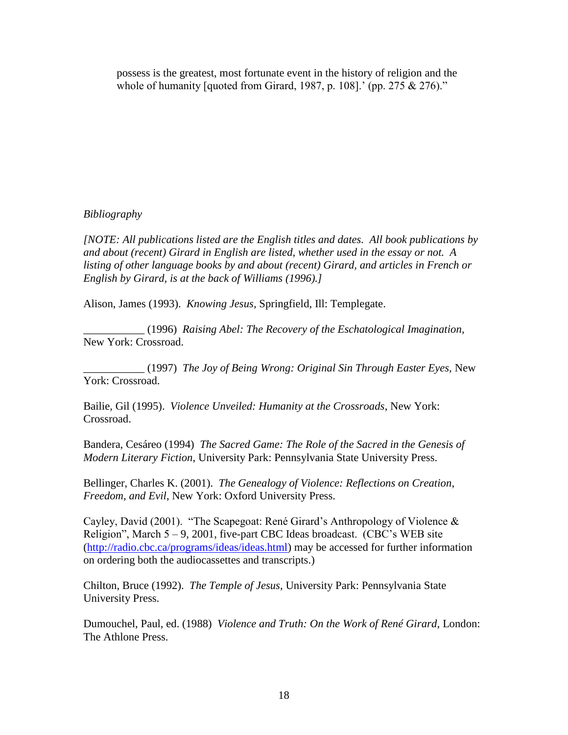> possess is the greatest, most fortunate event in the history of religion and the whole of humanity [quoted from Girard, 1987, p. 108].' (pp. 275 & 276)."

*Bibliography*

*[NOTE: All publications listed are the English titles and dates. All book publications by and about (recent) Girard in English are listed, whether used in the essay or not. A listing of other language books by and about (recent) Girard, and articles in French or English by Girard, is at the back of Williams (1996).]*

Alison, James (1993). *Knowing Jesus*, Springfield, Ill: Templegate.

___________ (1996) *Raising Abel: The Recovery of the Eschatological Imagination*, New York: Crossroad.

___________ (1997) *The Joy of Being Wrong: Original Sin Through Easter Eyes,* New York: Crossroad.

Bailie, Gil (1995). *Violence Unveiled: Humanity at the Crossroads*, New York: Crossroad.

Bandera, Cesáreo (1994) *The Sacred Game: The Role of the Sacred in the Genesis of Modern Literary Fiction*, University Park: Pennsylvania State University Press.

Bellinger, Charles K. (2001). *The Genealogy of Violence: Reflections on Creation, Freedom, and Evil*, New York: Oxford University Press.

Cayley, David (2001). "The Scapegoat: René Girard's Anthropology of Violence & Religion", March 5 – 9, 2001, five-part CBC Ideas broadcast. (CBC's WEB site (http://radio.cbc.ca/programs/ideas/ideas.html) may be accessed for further information on ordering both the audiocassettes and transcripts.)

Chilton, Bruce (1992). *The Temple of Jesus*, University Park: Pennsylvania State University Press.

Dumouchel, Paul, ed. (1988) *Violence and Truth: On the Work of René Girard*, London: The Athlone Press.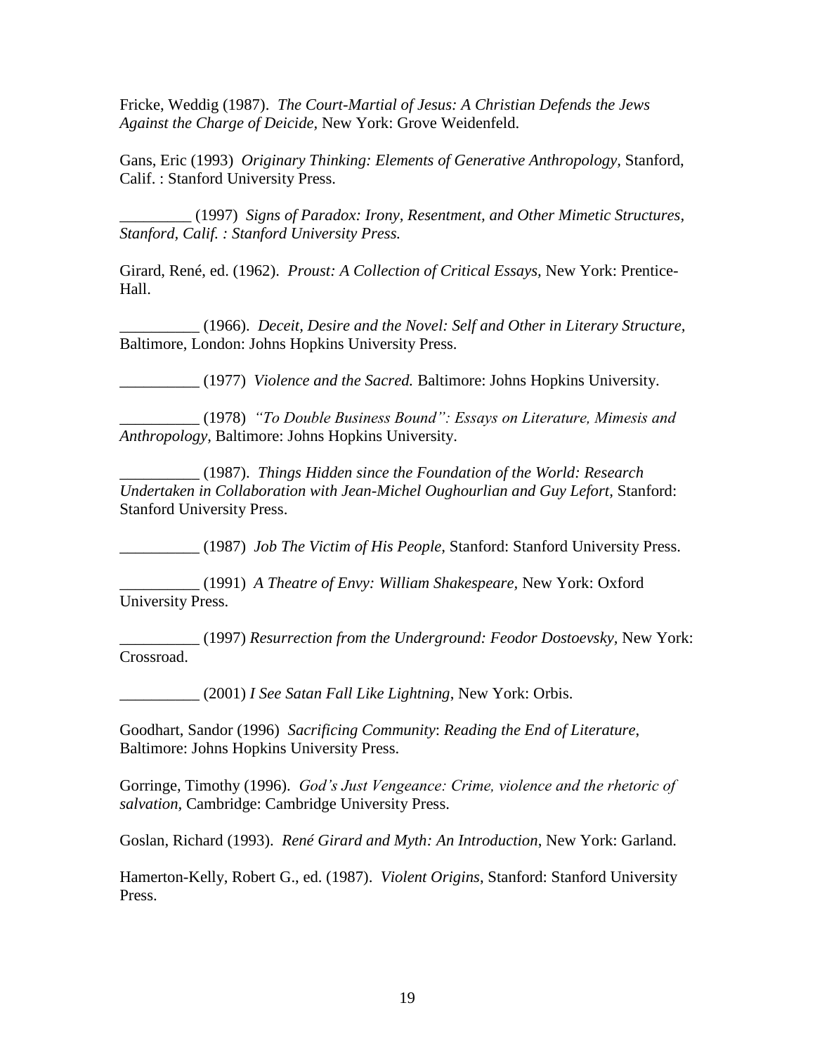Fricke, Weddig (1987). *The Court-Martial of Jesus: A Christian Defends the Jews Against the Charge of Deicide,* New York: Grove Weidenfeld.

Gans, Eric (1993) *Originary Thinking: Elements of Generative Anthropology,* Stanford, Calif. : Stanford University Press.

_________ (1997) *Signs of Paradox: Irony, Resentment, and Other Mimetic Structures, Stanford, Calif. : Stanford University Press.*

Girard, René, ed. (1962). *Proust: A Collection of Critical Essays,* New York: Prentice-Hall.

__________ (1966). *Deceit, Desire and the Novel: Self and Other in Literary Structure,* Baltimore, London: Johns Hopkins University Press.

__________ (1977) *Violence and the Sacred.* Baltimore: Johns Hopkins University.

__________ (1978) *"To Double Business Bound": Essays on Literature, Mimesis and Anthropology*, Baltimore: Johns Hopkins University.

__________ (1987). *Things Hidden since the Foundation of the World: Research Undertaken in Collaboration with Jean-Michel Oughourlian and Guy Lefort,* Stanford: Stanford University Press.

__________ (1987) *Job The Victim of His People,* Stanford: Stanford University Press.

__________ (1991) *A Theatre of Envy: William Shakespeare,* New York: Oxford University Press.

__________ (1997) *Resurrection from the Underground: Feodor Dostoevsky,* New York: Crossroad.

__________ (2001) *I See Satan Fall Like Lightning,* New York: Orbis.

Goodhart, Sandor (1996) *Sacrificing Community*: *Reading the End of Literature*, Baltimore: Johns Hopkins University Press.

Gorringe, Timothy (1996). *God's Just Vengeance: Crime, violence and the rhetoric of salvation,* Cambridge: Cambridge University Press.

Goslan, Richard (1993). *René Girard and Myth: An Introduction*, New York: Garland.

Hamerton-Kelly, Robert G., ed. (1987). *Violent Origins*, Stanford: Stanford University Press.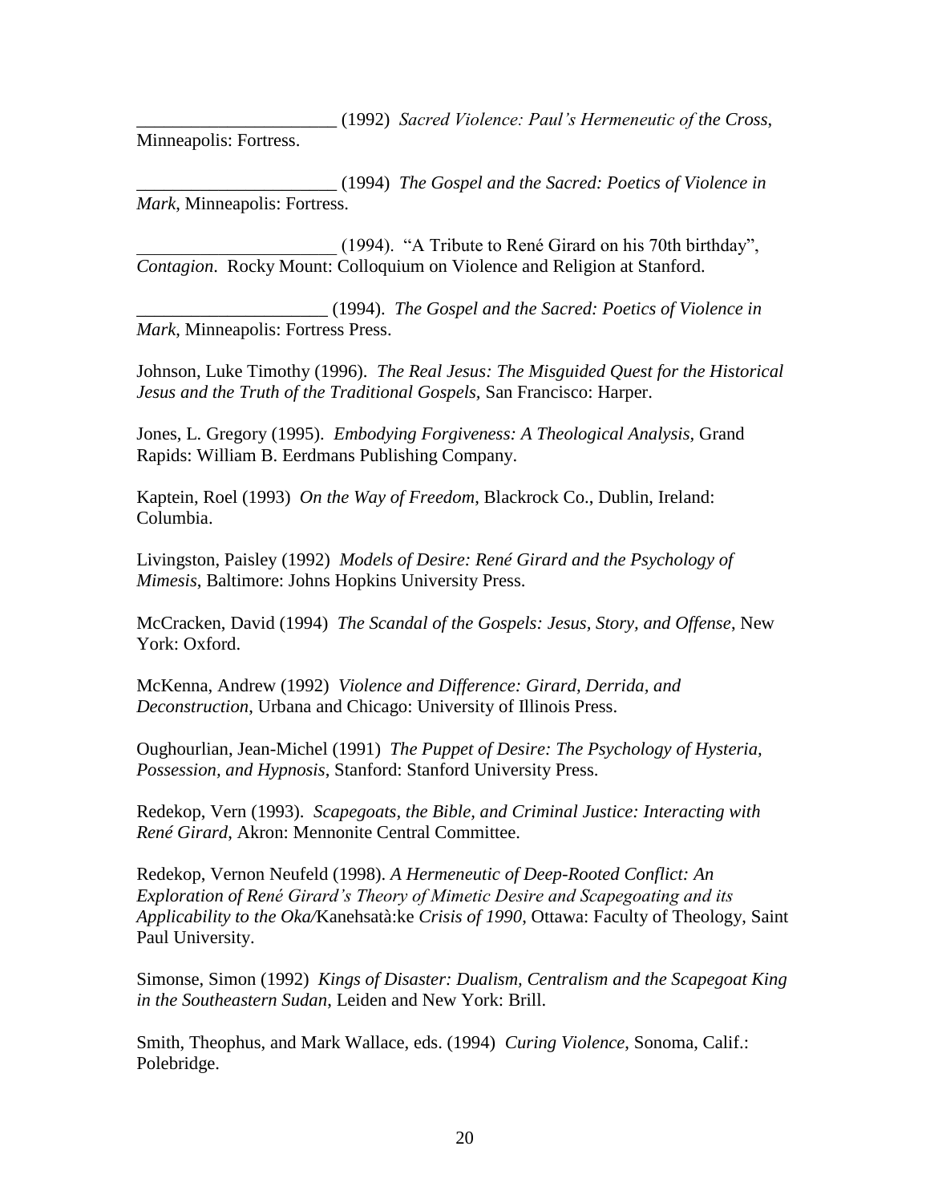______________________ (1992) *Sacred Violence: Paul's Hermeneutic of the Cross*, Minneapolis: Fortress.

______________________ (1994) *The Gospel and the Sacred: Poetics of Violence in Mark*, Minneapolis: Fortress.

______________________ (1994). "A Tribute to René Girard on his 70th birthday", *Contagion*. Rocky Mount: Colloquium on Violence and Religion at Stanford.

_____________________ (1994). *The Gospel and the Sacred: Poetics of Violence in Mark*, Minneapolis: Fortress Press.

Johnson, Luke Timothy (1996). *The Real Jesus: The Misguided Quest for the Historical Jesus and the Truth of the Traditional Gospels*, San Francisco: Harper.

Jones, L. Gregory (1995). *Embodying Forgiveness: A Theological Analysis*, Grand Rapids: William B. Eerdmans Publishing Company.

Kaptein, Roel (1993) *On the Way of Freedom*, Blackrock Co., Dublin, Ireland: Columbia.

Livingston, Paisley (1992) *Models of Desire: René Girard and the Psychology of Mimesis*, Baltimore: Johns Hopkins University Press.

McCracken, David (1994) *The Scandal of the Gospels: Jesus, Story, and Offense*, New York: Oxford.

McKenna, Andrew (1992) *Violence and Difference: Girard, Derrida, and Deconstruction*, Urbana and Chicago: University of Illinois Press.

Oughourlian, Jean-Michel (1991) *The Puppet of Desire: The Psychology of Hysteria, Possession, and Hypnosis*, Stanford: Stanford University Press.

Redekop, Vern (1993). *Scapegoats, the Bible, and Criminal Justice: Interacting with René Girard*, Akron: Mennonite Central Committee.

Redekop, Vernon Neufeld (1998). *A Hermeneutic of Deep-Rooted Conflict: An Exploration of René Girard's Theory of Mimetic Desire and Scapegoating and its Applicability to the Oka/*Kanehsatà:ke *Crisis of 1990*, Ottawa: Faculty of Theology, Saint Paul University.

Simonse, Simon (1992) *Kings of Disaster: Dualism, Centralism and the Scapegoat King in the Southeastern Sudan*, Leiden and New York: Brill.

Smith, Theophus, and Mark Wallace, eds. (1994) *Curing Violence*, Sonoma, Calif.: Polebridge.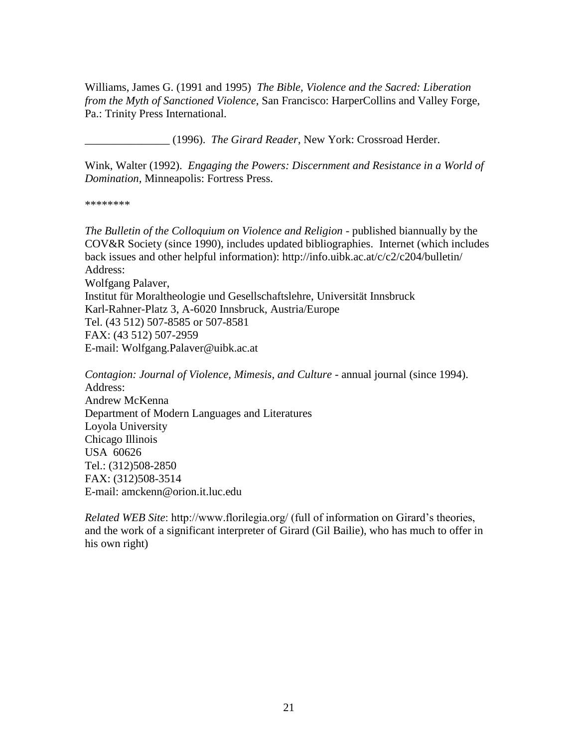Williams, James G. (1991 and 1995) *The Bible, Violence and the Sacred: Liberation from the Myth of Sanctioned Violence*, San Francisco: HarperCollins and Valley Forge, Pa.: Trinity Press International.

_______________ (1996). *The Girard Reader*, New York: Crossroad Herder.

Wink, Walter (1992). *Engaging the Powers: Discernment and Resistance in a World of Domination,* Minneapolis: Fortress Press.

********

*The Bulletin of the Colloquium on Violence and Religion* - published biannually by the COV&R Society (since 1990), includes updated bibliographies. Internet (which includes back issues and other helpful information): http://info.uibk.ac.at/c/c2/c204/bulletin/
Address:
Wolfgang Palaver,
Institut für Moraltheologie und Gesellschaftslehre, Universität Innsbruck
Karl-Rahner-Platz 3, A-6020 Innsbruck, Austria/Europe
Tel. (43 512) 507-8585 or 507-8581
FAX: (43 512) 507-2959
E-mail: Wolfgang.Palaver@uibk.ac.at

*Contagion: Journal of Violence, Mimesis, and Culture* - annual journal (since 1994).
Address:
Andrew McKenna
Department of Modern Languages and Literatures
Loyola University
Chicago Illinois
USA 60626
Tel.: (312)508-2850
FAX: (312)508-3514
E-mail: amckenn@orion.it.luc.edu

*Related WEB Site*: http://www.florilegia.org/ (full of information on Girard's theories, and the work of a significant interpreter of Girard (Gil Bailie), who has much to offer in his own right)